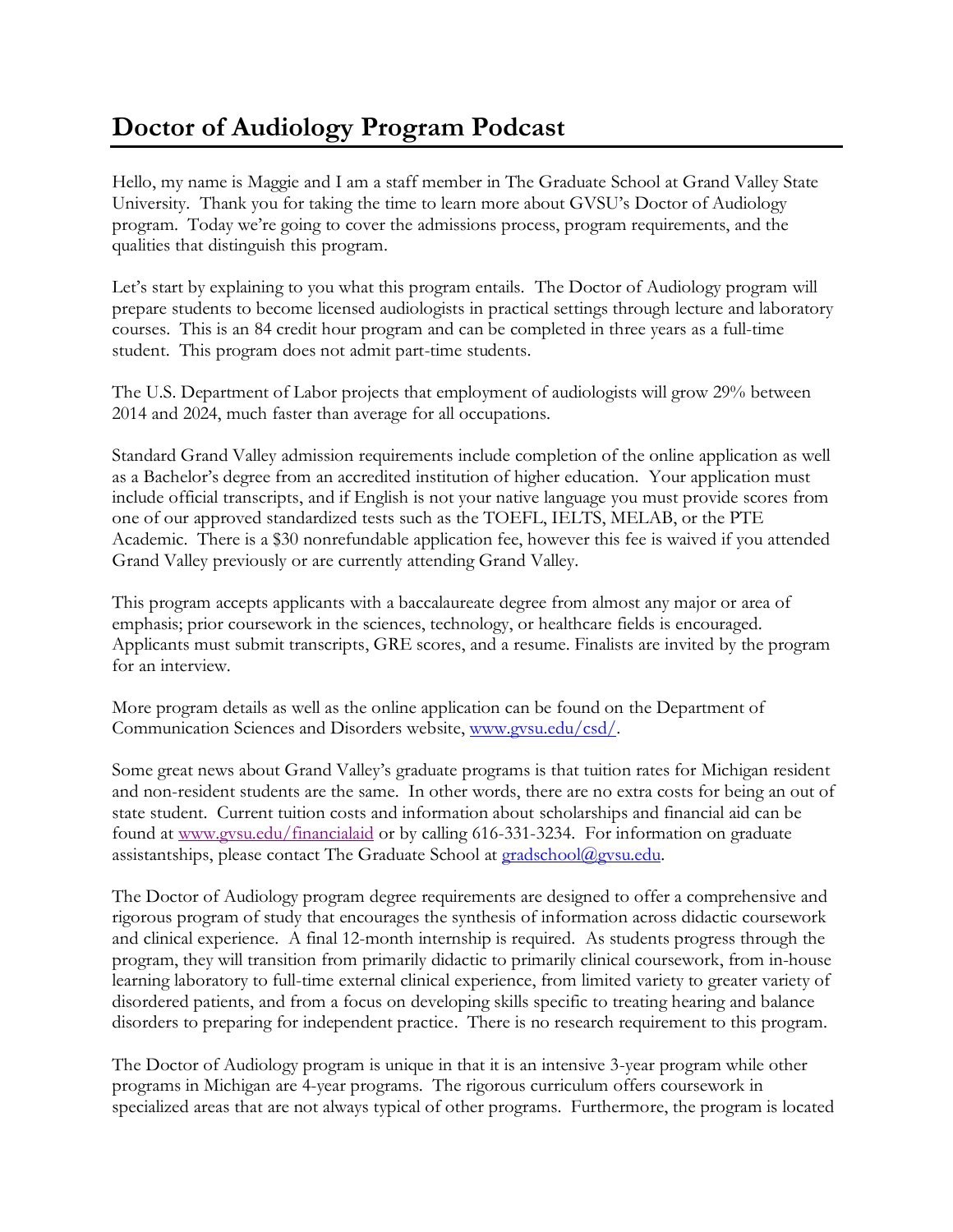# Doctor of Audiology Program Podcast

Hello, my name is Maggie and I am a staff member in The Graduate School at Grand Valley State University. Thank you for taking the time to learn more about GVSU's Doctor of Audiology program. Today we're going to cover the admissions process, program requirements, and the qualities that distinguish this program.

Let's start by explaining to you what this program entails. The Doctor of Audiology program will prepare students to become licensed audiologists in practical settings through lecture and laboratory courses. This is an 84 credit hour program and can be completed in three years as a full-time student. This program does not admit part-time students.

The U.S. Department of Labor projects that employment of audiologists will grow 29% between 2014 and 2024, much faster than average for all occupations.

Standard Grand Valley admission requirements include completion of the online application as well as a Bachelor's degree from an accredited institution of higher education. Your application must include official transcripts, and if English is not your native language you must provide scores from one of our approved standardized tests such as the TOEFL, IELTS, MELAB, or the PTE Academic. There is a $30 nonrefundable application fee, however this fee is waived if you attended Grand Valley previously or are currently attending Grand Valley.

This program accepts applicants with a baccalaureate degree from almost any major or area of emphasis; prior coursework in the sciences, technology, or healthcare fields is encouraged. Applicants must submit transcripts, GRE scores, and a resume. Finalists are invited by the program for an interview.

More program details as well as the online application can be found on the Department of Communication Sciences and Disorders website, [www.gvsu.edu/csd/](www.gvsu.edu/csd/).

Some great news about Grand Valley's graduate programs is that tuition rates for Michigan resident and non-resident students are the same. In other words, there are no extra costs for being an out of state student. Current tuition costs and information about scholarships and financial aid can be found at [www.gvsu.edu/financialaid](www.gvsu.edu/financialaid) or by calling 616-331-3234. For information on graduate assistantships, please contact The Graduate School at [gradschool@gvsu.edu](mailto:gradschool@gvsu.edu).

The Doctor of Audiology program degree requirements are designed to offer a comprehensive and rigorous program of study that encourages the synthesis of information across didactic coursework and clinical experience. A final 12-month internship is required. As students progress through the program, they will transition from primarily didactic to primarily clinical coursework, from in-house learning laboratory to full-time external clinical experience, from limited variety to greater variety of disordered patients, and from a focus on developing skills specific to treating hearing and balance disorders to preparing for independent practice. There is no research requirement to this program.

The Doctor of Audiology program is unique in that it is an intensive 3-year program while other programs in Michigan are 4-year programs. The rigorous curriculum offers coursework in specialized areas that are not always typical of other programs. Furthermore, the program is located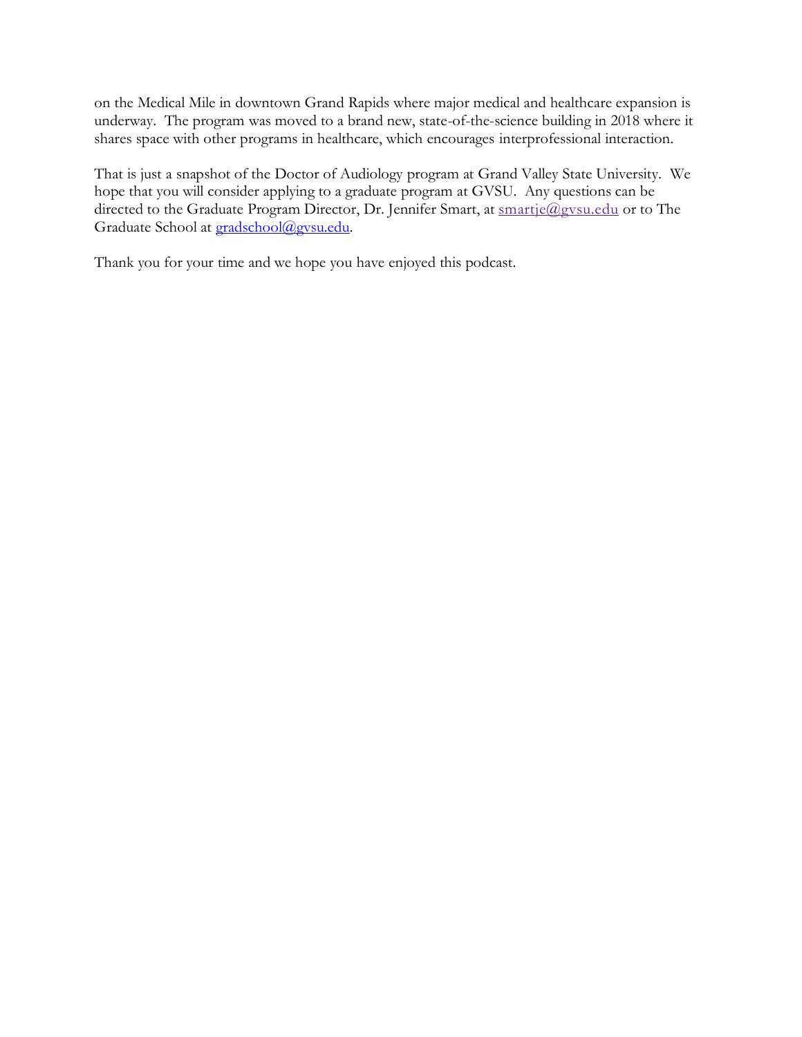on the Medical Mile in downtown Grand Rapids where major medical and healthcare expansion is underway. The program was moved to a brand new, state-of-the-science building in 2018 where it shares space with other programs in healthcare, which encourages interprofessional interaction.

That is just a snapshot of the Doctor of Audiology program at Grand Valley State University. We hope that you will consider applying to a graduate program at GVSU. Any questions can be directed to the Graduate Program Director, Dr. Jennifer Smart, at smartje@gvsu.edu or to The Graduate School at gradschool@gvsu.edu.

Thank you for your time and we hope you have enjoyed this podcast.